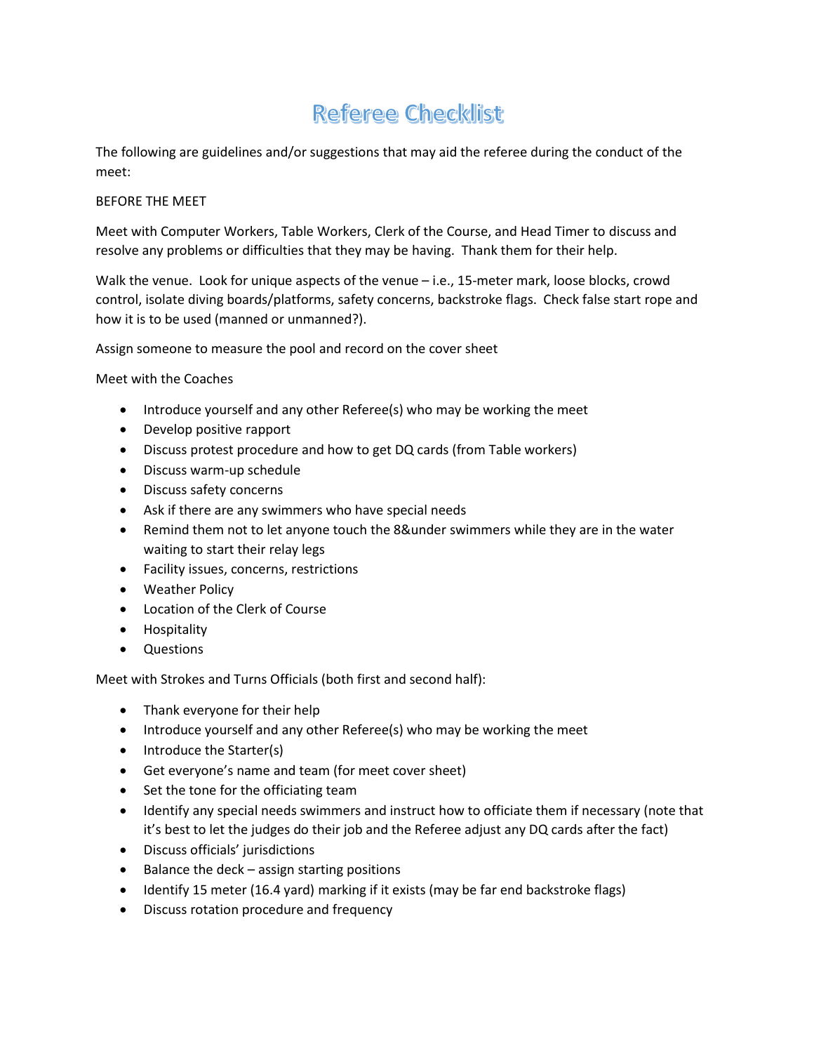# Referee Checklist

The following are guidelines and/or suggestions that may aid the referee during the conduct of the meet:

BEFORE THE MEET

Meet with Computer Workers, Table Workers, Clerk of the Course, and Head Timer to discuss and resolve any problems or difficulties that they may be having. Thank them for their help.

Walk the venue. Look for unique aspects of the venue – i.e., 15-meter mark, loose blocks, crowd control, isolate diving boards/platforms, safety concerns, backstroke flags. Check false start rope and how it is to be used (manned or unmanned?).

Assign someone to measure the pool and record on the cover sheet

Meet with the Coaches

- Introduce yourself and any other Referee(s) who may be working the meet
- Develop positive rapport
- Discuss protest procedure and how to get DQ cards (from Table workers)
- Discuss warm-up schedule
- Discuss safety concerns
- Ask if there are any swimmers who have special needs
- Remind them not to let anyone touch the 8&under swimmers while they are in the water waiting to start their relay legs
- Facility issues, concerns, restrictions
- Weather Policy
- Location of the Clerk of Course
- Hospitality
- Questions

Meet with Strokes and Turns Officials (both first and second half):

- Thank everyone for their help
- Introduce yourself and any other Referee(s) who may be working the meet
- Introduce the Starter(s)
- Get everyone's name and team (for meet cover sheet)
- Set the tone for the officiating team
- Identify any special needs swimmers and instruct how to officiate them if necessary (note that it's best to let the judges do their job and the Referee adjust any DQ cards after the fact)
- Discuss officials' jurisdictions
- Balance the deck – assign starting positions
- Identify 15 meter (16.4 yard) marking if it exists (may be far end backstroke flags)
- Discuss rotation procedure and frequency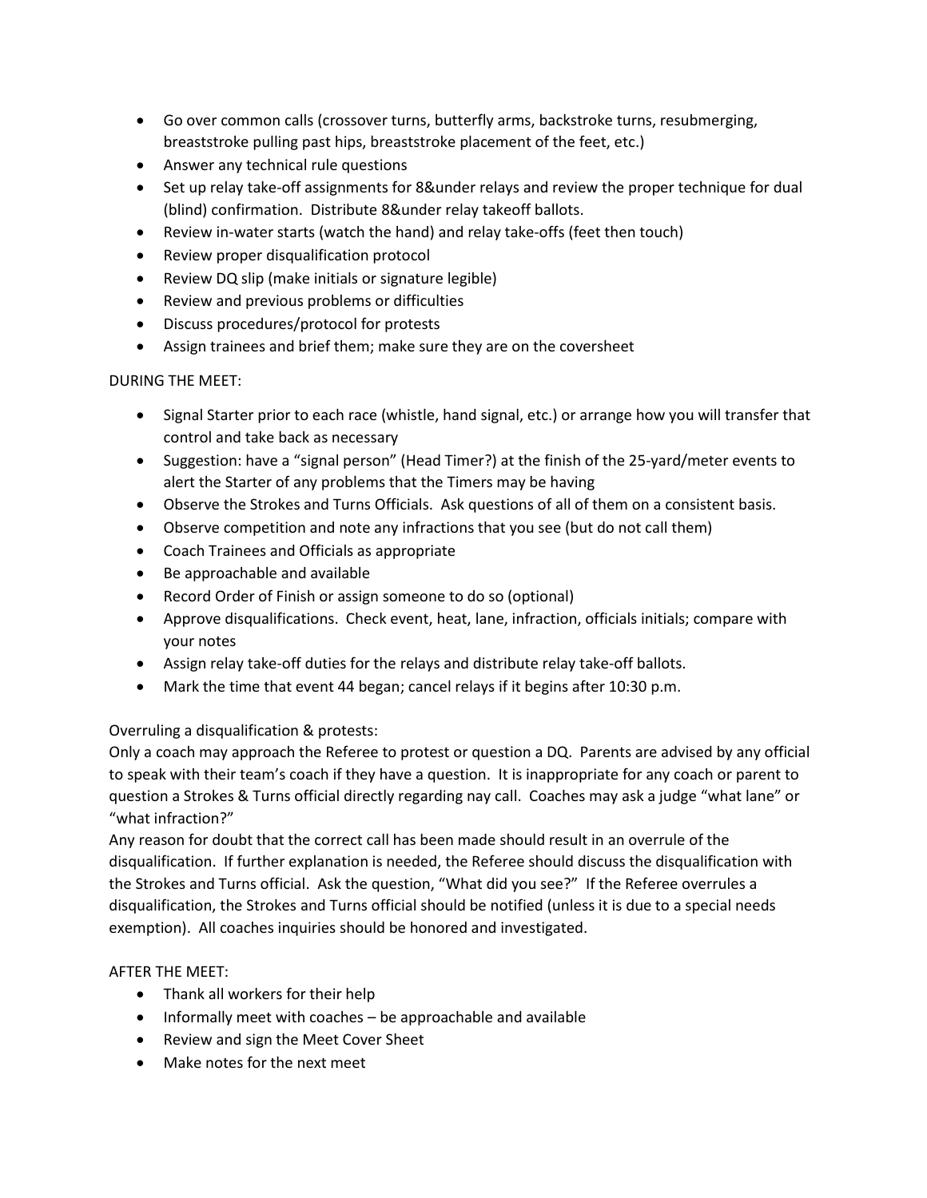- Go over common calls (crossover turns, butterfly arms, backstroke turns, resubmerging, breaststroke pulling past hips, breaststroke placement of the feet, etc.)
- Answer any technical rule questions
- Set up relay take-off assignments for 8&under relays and review the proper technique for dual (blind) confirmation. Distribute 8&under relay takeoff ballots.
- Review in-water starts (watch the hand) and relay take-offs (feet then touch)
- Review proper disqualification protocol
- Review DQ slip (make initials or signature legible)
- Review and previous problems or difficulties
- Discuss procedures/protocol for protests
- Assign trainees and brief them; make sure they are on the coversheet

DURING THE MEET:

- Signal Starter prior to each race (whistle, hand signal, etc.) or arrange how you will transfer that control and take back as necessary
- Suggestion: have a "signal person" (Head Timer?) at the finish of the 25-yard/meter events to alert the Starter of any problems that the Timers may be having
- Observe the Strokes and Turns Officials. Ask questions of all of them on a consistent basis.
- Observe competition and note any infractions that you see (but do not call them)
- Coach Trainees and Officials as appropriate
- Be approachable and available
- Record Order of Finish or assign someone to do so (optional)
- Approve disqualifications. Check event, heat, lane, infraction, officials initials; compare with your notes
- Assign relay take-off duties for the relays and distribute relay take-off ballots.
- Mark the time that event 44 began; cancel relays if it begins after 10:30 p.m.

Overruling a disqualification & protests:
Only a coach may approach the Referee to protest or question a DQ. Parents are advised by any official to speak with their team's coach if they have a question. It is inappropriate for any coach or parent to question a Strokes & Turns official directly regarding nay call. Coaches may ask a judge "what lane" or "what infraction?"
Any reason for doubt that the correct call has been made should result in an overrule of the disqualification. If further explanation is needed, the Referee should discuss the disqualification with the Strokes and Turns official. Ask the question, "What did you see?" If the Referee overrules a disqualification, the Strokes and Turns official should be notified (unless it is due to a special needs exemption). All coaches inquiries should be honored and investigated.

AFTER THE MEET:

- Thank all workers for their help
- Informally meet with coaches – be approachable and available
- Review and sign the Meet Cover Sheet
- Make notes for the next meet